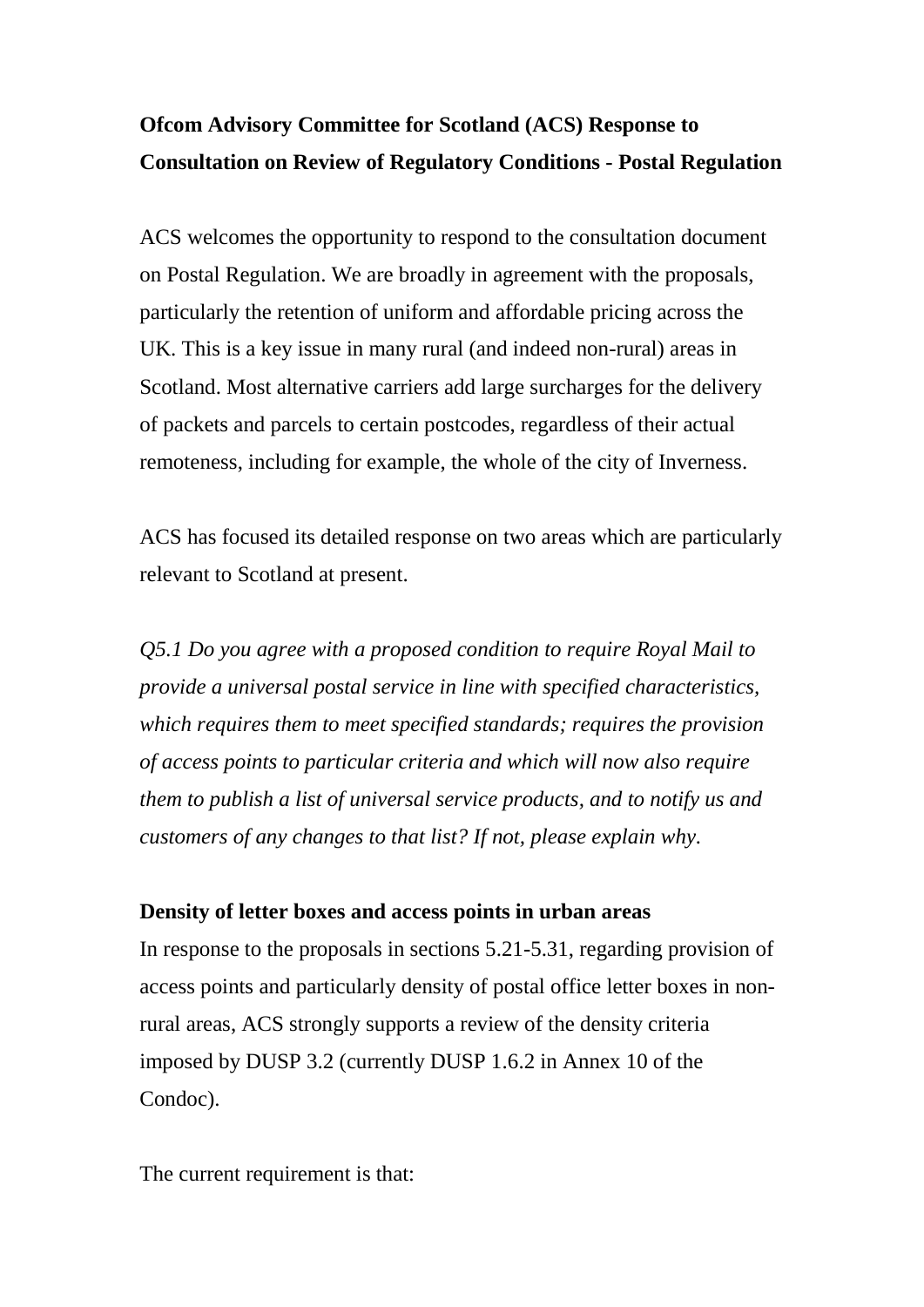**Ofcom Advisory Committee for Scotland (ACS) Response to Consultation on Review of Regulatory Conditions - Postal Regulation**

ACS welcomes the opportunity to respond to the consultation document on Postal Regulation. We are broadly in agreement with the proposals, particularly the retention of uniform and affordable pricing across the UK. This is a key issue in many rural (and indeed non-rural) areas in Scotland. Most alternative carriers add large surcharges for the delivery of packets and parcels to certain postcodes, regardless of their actual remoteness, including for example, the whole of the city of Inverness.

ACS has focused its detailed response on two areas which are particularly relevant to Scotland at present.

*Q5.1 Do you agree with a proposed condition to require Royal Mail to provide a universal postal service in line with specified characteristics, which requires them to meet specified standards; requires the provision of access points to particular criteria and which will now also require them to publish a list of universal service products, and to notify us and customers of any changes to that list? If not, please explain why.*

**Density of letter boxes and access points in urban areas**

In response to the proposals in sections 5.21-5.31, regarding provision of access points and particularly density of postal office letter boxes in non-rural areas, ACS strongly supports a review of the density criteria imposed by DUSP 3.2 (currently DUSP 1.6.2 in Annex 10 of the Condoc).

The current requirement is that: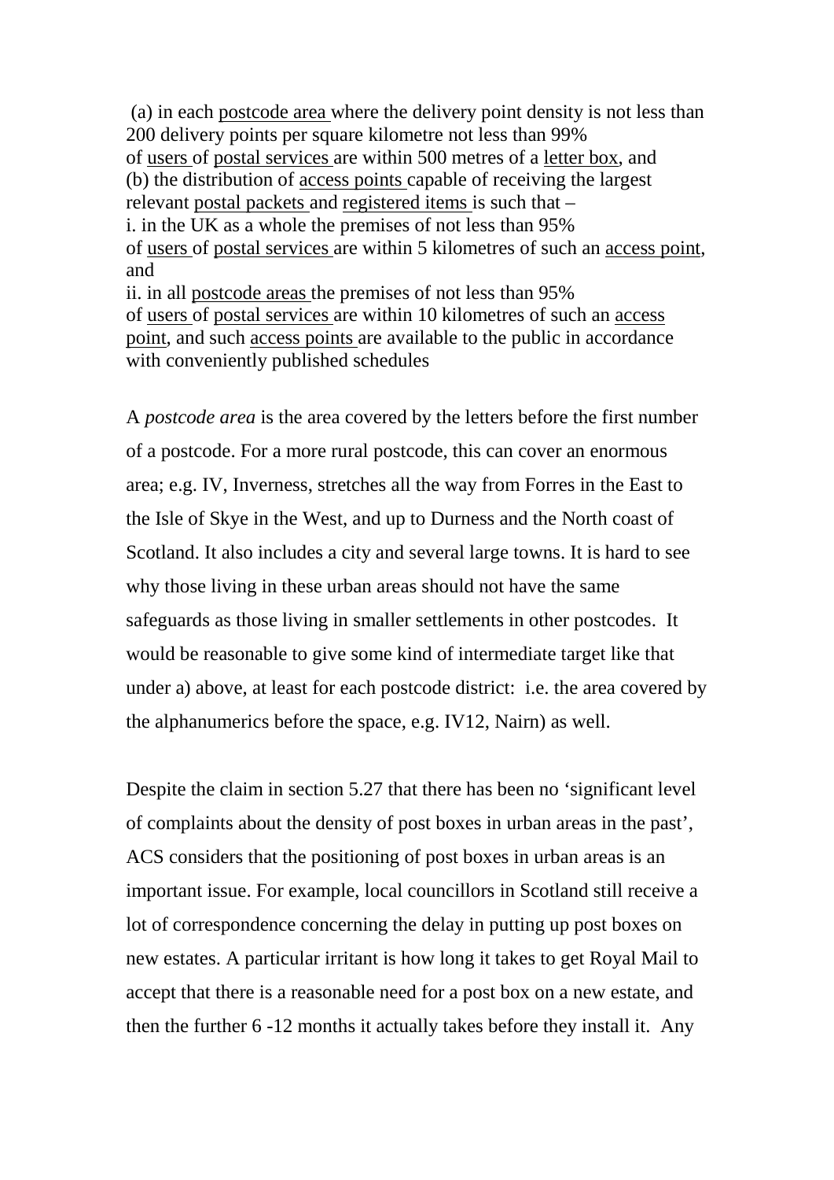(a) in each postcode area where the delivery point density is not less than 200 delivery points per square kilometre not less than 99% of users of postal services are within 500 metres of a letter box, and
(b) the distribution of access points capable of receiving the largest relevant postal packets and registered items is such that –
i. in the UK as a whole the premises of not less than 95% of users of postal services are within 5 kilometres of such an access point, and
ii. in all postcode areas the premises of not less than 95% of users of postal services are within 10 kilometres of such an access point, and such access points are available to the public in accordance with conveniently published schedules

A *postcode area* is the area covered by the letters before the first number of a postcode. For a more rural postcode, this can cover an enormous area; e.g. IV, Inverness, stretches all the way from Forres in the East to the Isle of Skye in the West, and up to Durness and the North coast of Scotland. It also includes a city and several large towns. It is hard to see why those living in these urban areas should not have the same safeguards as those living in smaller settlements in other postcodes. It would be reasonable to give some kind of intermediate target like that under a) above, at least for each postcode district: i.e. the area covered by the alphanumerics before the space, e.g. IV12, Nairn) as well.

Despite the claim in section 5.27 that there has been no 'significant level of complaints about the density of post boxes in urban areas in the past', ACS considers that the positioning of post boxes in urban areas is an important issue. For example, local councillors in Scotland still receive a lot of correspondence concerning the delay in putting up post boxes on new estates. A particular irritant is how long it takes to get Royal Mail to accept that there is a reasonable need for a post box on a new estate, and then the further 6 -12 months it actually takes before they install it. Any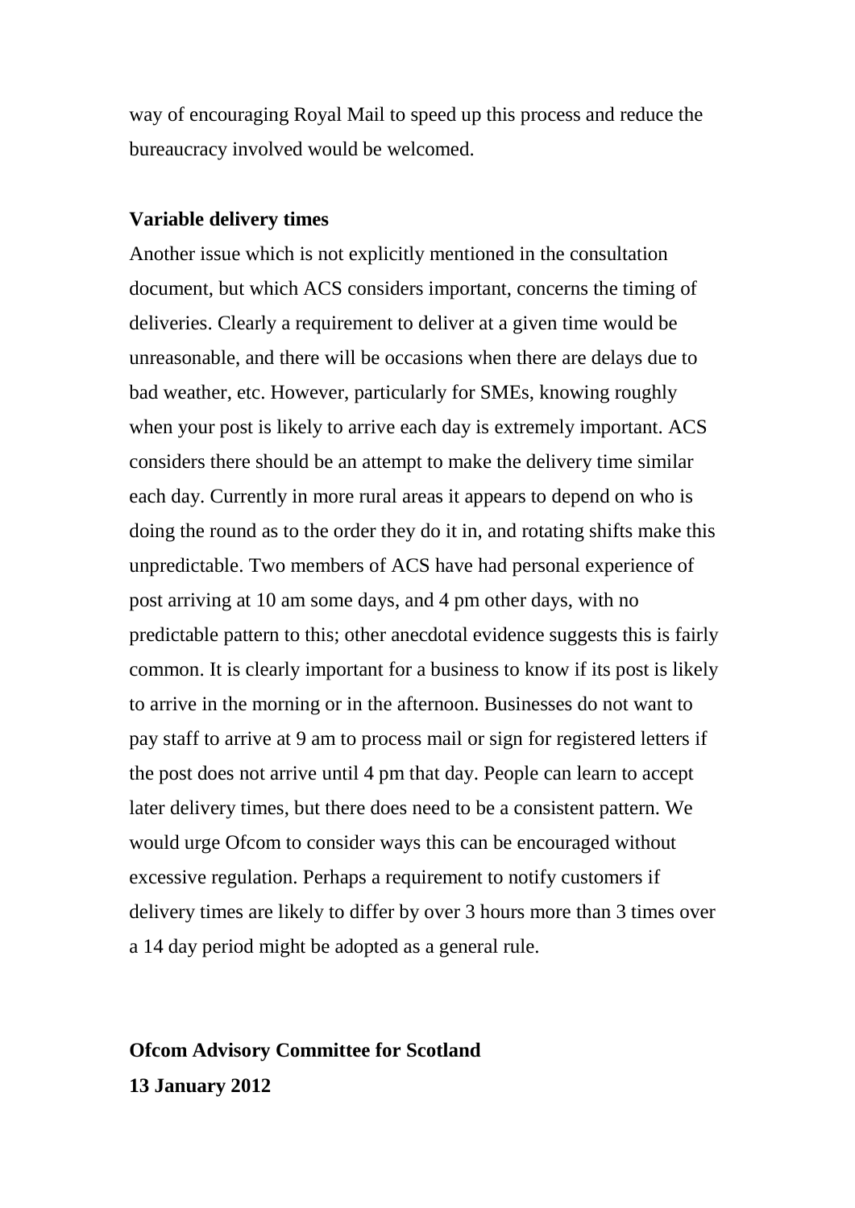way of encouraging Royal Mail to speed up this process and reduce the bureaucracy involved would be welcomed.

**Variable delivery times**

Another issue which is not explicitly mentioned in the consultation document, but which ACS considers important, concerns the timing of deliveries. Clearly a requirement to deliver at a given time would be unreasonable, and there will be occasions when there are delays due to bad weather, etc. However, particularly for SMEs, knowing roughly when your post is likely to arrive each day is extremely important. ACS considers there should be an attempt to make the delivery time similar each day. Currently in more rural areas it appears to depend on who is doing the round as to the order they do it in, and rotating shifts make this unpredictable. Two members of ACS have had personal experience of post arriving at 10 am some days, and 4 pm other days, with no predictable pattern to this; other anecdotal evidence suggests this is fairly common. It is clearly important for a business to know if its post is likely to arrive in the morning or in the afternoon. Businesses do not want to pay staff to arrive at 9 am to process mail or sign for registered letters if the post does not arrive until 4 pm that day. People can learn to accept later delivery times, but there does need to be a consistent pattern. We would urge Ofcom to consider ways this can be encouraged without excessive regulation. Perhaps a requirement to notify customers if delivery times are likely to differ by over 3 hours more than 3 times over a 14 day period might be adopted as a general rule.

**Ofcom Advisory Committee for Scotland**

**13 January 2012**